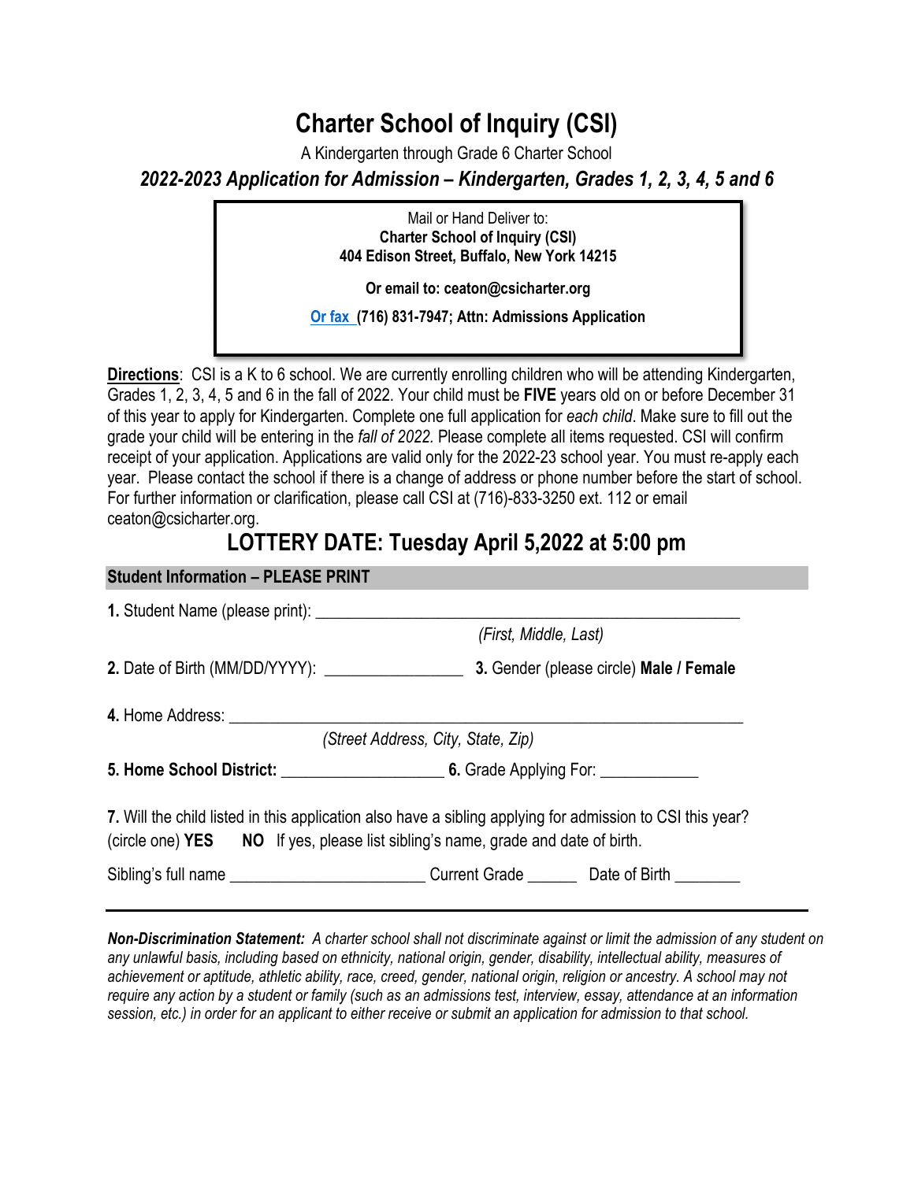# Charter School of Inquiry (CSI)

A Kindergarten through Grade 6 Charter School

***2022-2023 Application for Admission – Kindergarten, Grades 1, 2, 3, 4, 5 and 6***

> Mail or Hand Deliver to:
> **Charter School of Inquiry (CSI)**
> **404 Edison Street, Buffalo, New York 14215**
>
> **Or email to: ceaton@csicharter.org**
>
> **Or fax (716) 831-7947; Attn: Admissions Application**

**Directions**: CSI is a K to 6 school. We are currently enrolling children who will be attending Kindergarten, Grades 1, 2, 3, 4, 5 and 6 in the fall of 2022. Your child must be **FIVE** years old on or before December 31 of this year to apply for Kindergarten. Complete one full application for *each child*. Make sure to fill out the grade your child will be entering in the *fall of 2022.* Please complete all items requested. CSI will confirm receipt of your application. Applications are valid only for the 2022-23 school year. You must re-apply each year. Please contact the school if there is a change of address or phone number before the start of school. For further information or clarification, please call CSI at (716)-833-3250 ext. 112 or email ceaton@csicharter.org.

## LOTTERY DATE: Tuesday April 5,2022 at 5:00 pm

### Student Information – PLEASE PRINT

**1.** Student Name (please print): ____________________________________________________
*(First, Middle, Last)*

**2.** Date of Birth (MM/DD/YYYY): ________________ **3.** Gender (please circle) **Male / Female**

**4.** Home Address: ____________________________________________________________
*(Street Address, City, State, Zip)*

**5. Home School District:** ___________________ **6.** Grade Applying For: ___________

**7.** Will the child listed in this application also have a sibling applying for admission to CSI this year? (circle one) **YES** **NO** If yes, please list sibling's name, grade and date of birth.

Sibling's full name ______________________ Current Grade ______ Date of Birth ________

---

***Non-Discrimination Statement:*** *A charter school shall not discriminate against or limit the admission of any student on any unlawful basis, including based on ethnicity, national origin, gender, disability, intellectual ability, measures of achievement or aptitude, athletic ability, race, creed, gender, national origin, religion or ancestry. A school may not require any action by a student or family (such as an admissions test, interview, essay, attendance at an information session, etc.) in order for an applicant to either receive or submit an application for admission to that school.*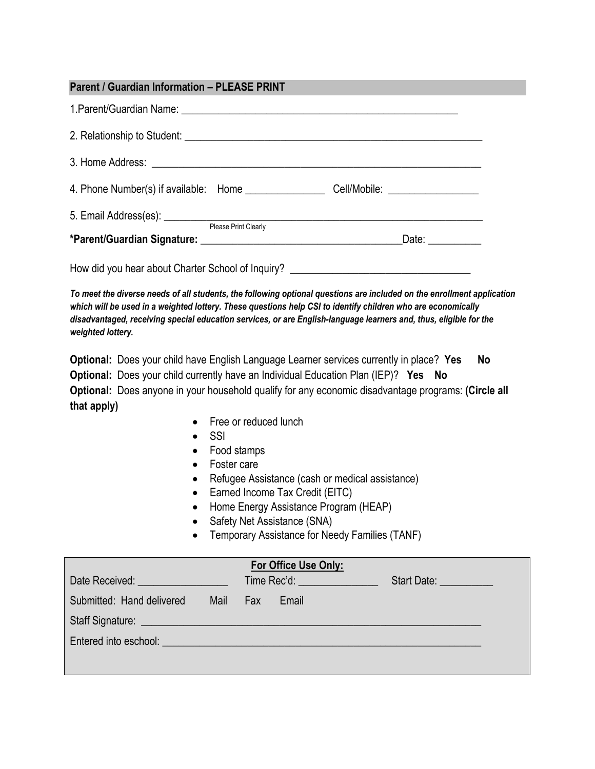## Parent / Guardian Information – PLEASE PRINT

1.Parent/Guardian Name: _______________________________________________________

2. Relationship to Student: ___________________________________________________________

3. Home Address: _________________________________________________________________

4. Phone Number(s) if available: Home _______________ Cell/Mobile: _________________

5. Email Address(es): ___________________________________________________________________
Please Print Clearly

**\*Parent/Guardian Signature:** ______________________________________Date: __________

How did you hear about Charter School of Inquiry? __________________________________

***To meet the diverse needs of all students, the following optional questions are included on the enrollment application which will be used in a weighted lottery. These questions help CSI to identify children who are economically disadvantaged, receiving special education services, or are English-language learners and, thus, eligible for the weighted lottery.***

**Optional:** Does your child have English Language Learner services currently in place? **Yes No**
**Optional:** Does your child currently have an Individual Education Plan (IEP)? **Yes No**
**Optional:** Does anyone in your household qualify for any economic disadvantage programs: **(Circle all that apply)**

- Free or reduced lunch
- SSI
- Food stamps
- Foster care
- Refugee Assistance (cash or medical assistance)
- Earned Income Tax Credit (EITC)
- Home Energy Assistance Program (HEAP)
- Safety Net Assistance (SNA)
- Temporary Assistance for Needy Families (TANF)

**For Office Use Only:**

Date Received: ________________ Time Rec'd: ______________ Start Date: __________

Submitted: Hand delivered Mail Fax Email

Staff Signature: _________________________________________________________________

Entered into eschool: ______________________________________________________________